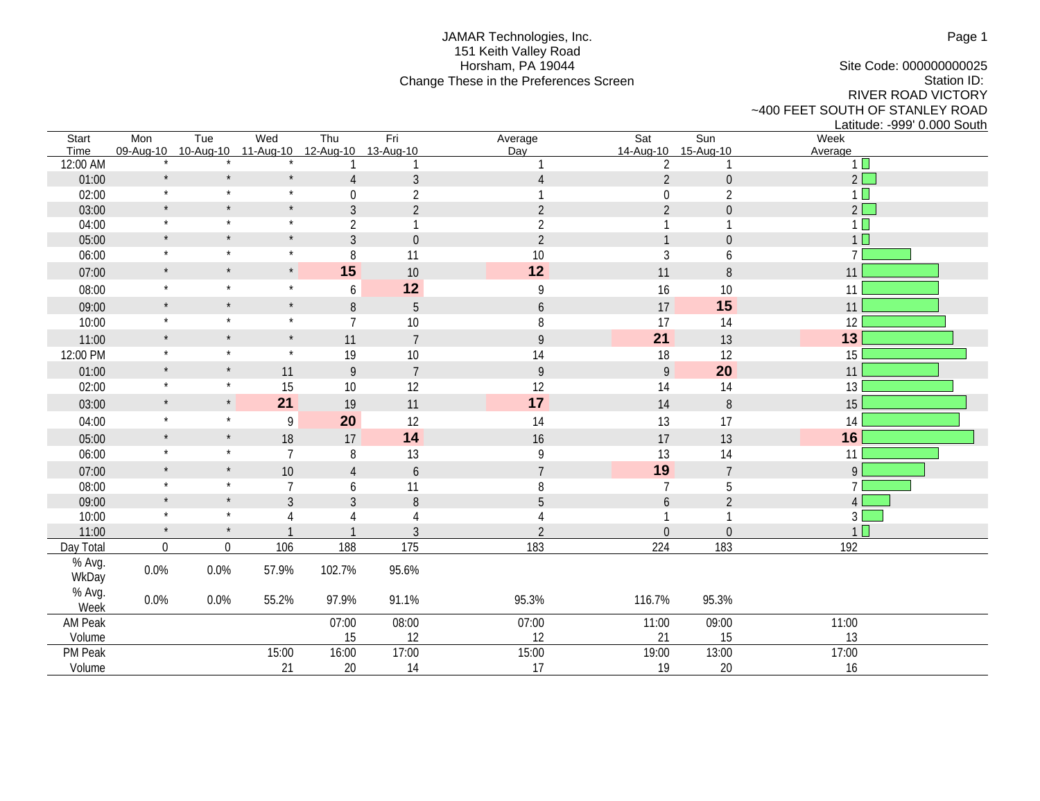JAMAR Technologies, Inc.
151 Keith Valley Road
Horsham, PA 19044
Change These in the Preferences Screen

Site Code: 000000000025
Station ID:
RIVER ROAD VICTORY
~400 FEET SOUTH OF STANLEY ROAD
Latitude: -999' 0.000 South

| Start Time | Mon 09-Aug-10 | Tue 10-Aug-10 | Wed 11-Aug-10 | Thu 12-Aug-10 | Fri 13-Aug-10 | Average Day | Sat 14-Aug-10 | Sun 15-Aug-10 | Week Average |
|---|---|---|---|---|---|---|---|---|---|
| 12:00 AM | * | * | * | 1 | 1 | 1 | 2 | 1 | 1 |
| 01:00 | * | * | * | 4 | 3 | 4 | 2 | 0 | 2 |
| 02:00 | * | * | * | 0 | 2 | 1 | 0 | 2 | 1 |
| 03:00 | * | * | * | 3 | 2 | 2 | 2 | 0 | 2 |
| 04:00 | * | * | * | 2 | 1 | 2 | 1 | 1 | 1 |
| 05:00 | * | * | * | 3 | 0 | 2 | 1 | 0 | 1 |
| 06:00 | * | * | * | 8 | 11 | 10 | 3 | 6 | 7 |
| 07:00 | * | * | * | **15** | 10 | **12** | 11 | 8 | 11 |
| 08:00 | * | * | * | 6 | **12** | 9 | 16 | 10 | 11 |
| 09:00 | * | * | * | 8 | 5 | 6 | 17 | **15** | 11 |
| 10:00 | * | * | * | 7 | 10 | 8 | 17 | 14 | 12 |
| 11:00 | * | * | * | 11 | 7 | 9 | **21** | 13 | **13** |
| 12:00 PM | * | * | * | 19 | 10 | 14 | 18 | 12 | 15 |
| 01:00 | * | * | 11 | 9 | 7 | 9 | 9 | **20** | 11 |
| 02:00 | * | * | 15 | 10 | 12 | 12 | 14 | 14 | 13 |
| 03:00 | * | * | **21** | 19 | 11 | **17** | 14 | 8 | 15 |
| 04:00 | * | * | 9 | **20** | 12 | 14 | 13 | 17 | 14 |
| 05:00 | * | * | 18 | 17 | **14** | 16 | 17 | 13 | **16** |
| 06:00 | * | * | 7 | 8 | 13 | 9 | 13 | 14 | 11 |
| 07:00 | * | * | 10 | 4 | 6 | 7 | **19** | 7 | 9 |
| 08:00 | * | * | 7 | 6 | 11 | 8 | 7 | 5 | 7 |
| 09:00 | * | * | 3 | 3 | 8 | 5 | 6 | 2 | 4 |
| 10:00 | * | * | 4 | 4 | 4 | 4 | 1 | 1 | 3 |
| 11:00 | * | * | 1 | 1 | 3 | 2 | 0 | 0 | 1 |
| Day Total | 0 | 0 | 106 | 188 | 175 | 183 | 224 | 183 | 192 |
| % Avg. WkDay | 0.0% | 0.0% | 57.9% | 102.7% | 95.6% | | | | |
| % Avg. Week | 0.0% | 0.0% | 55.2% | 97.9% | 91.1% | 95.3% | 116.7% | 95.3% | |
| AM Peak | | | | 07:00 | 08:00 | 07:00 | 11:00 | 09:00 | 11:00 |
| Volume | | | | 15 | 12 | 12 | 21 | 15 | 13 |
| PM Peak | | | 15:00 | 16:00 | 17:00 | 15:00 | 19:00 | 13:00 | 17:00 |
| Volume | | | 21 | 20 | 14 | 17 | 19 | 20 | 16 |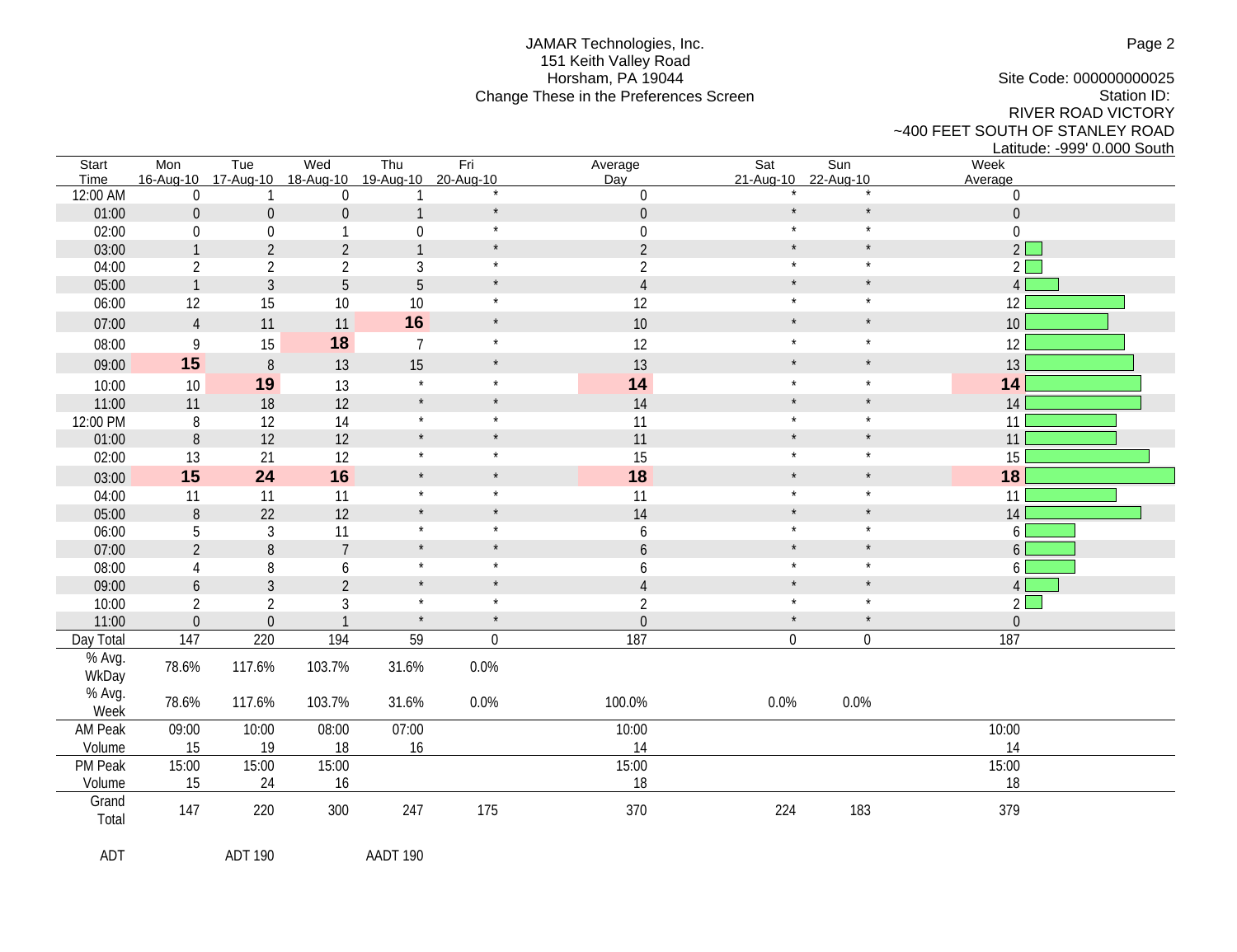JAMAR Technologies, Inc.
151 Keith Valley Road
Horsham, PA 19044
Change These in the Preferences Screen

Site Code: 000000000025
Station ID:
RIVER ROAD VICTORY
~400 FEET SOUTH OF STANLEY ROAD
Latitude: -999' 0.000 South

| Start Time | Mon 16-Aug-10 | Tue 17-Aug-10 | Wed 18-Aug-10 | Thu 19-Aug-10 | Fri 20-Aug-10 | Average Day | Sat 21-Aug-10 | Sun 22-Aug-10 | Week Average |
|---|---|---|---|---|---|---|---|---|---|
| 12:00 AM | 0 | 1 | 0 | 1 | * | 0 | * | * | 0 |
| 01:00 | 0 | 0 | 0 | 1 | * | 0 | * | * | 0 |
| 02:00 | 0 | 0 | 1 | 0 | * | 0 | * | * | 0 |
| 03:00 | 1 | 2 | 2 | 1 | * | 2 | * | * | 2 |
| 04:00 | 2 | 2 | 2 | 3 | * | 2 | * | * | 2 |
| 05:00 | 1 | 3 | 5 | 5 | * | 4 | * | * | 4 |
| 06:00 | 12 | 15 | 10 | 10 | * | 12 | * | * | 12 |
| 07:00 | 4 | 11 | 11 | **16** | * | 10 | * | * | 10 |
| 08:00 | 9 | 15 | **18** | 7 | * | 12 | * | * | 12 |
| 09:00 | **15** | 8 | 13 | 15 | * | 13 | * | * | 13 |
| 10:00 | 10 | **19** | 13 | * | * | **14** | * | * | **14** |
| 11:00 | 11 | 18 | 12 | * | * | 14 | * | * | 14 |
| 12:00 PM | 8 | 12 | 14 | * | * | 11 | * | * | 11 |
| 01:00 | 8 | 12 | 12 | * | * | 11 | * | * | 11 |
| 02:00 | 13 | 21 | 12 | * | * | 15 | * | * | 15 |
| 03:00 | **15** | **24** | **16** | * | * | **18** | * | * | **18** |
| 04:00 | 11 | 11 | 11 | * | * | 11 | * | * | 11 |
| 05:00 | 8 | 22 | 12 | * | * | 14 | * | * | 14 |
| 06:00 | 5 | 3 | 11 | * | * | 6 | * | * | 6 |
| 07:00 | 2 | 8 | 7 | * | * | 6 | * | * | 6 |
| 08:00 | 4 | 8 | 6 | * | * | 6 | * | * | 6 |
| 09:00 | 6 | 3 | 2 | * | * | 4 | * | * | 4 |
| 10:00 | 2 | 2 | 3 | * | * | 2 | * | * | 2 |
| 11:00 | 0 | 0 | 1 | * | * | 0 | * | * | 0 |
| Day Total | 147 | 220 | 194 | 59 | 0 | 187 | 0 | 0 | 187 |
| % Avg. WkDay | 78.6% | 117.6% | 103.7% | 31.6% | 0.0% | | | | |
| % Avg. Week | 78.6% | 117.6% | 103.7% | 31.6% | 0.0% | 100.0% | 0.0% | 0.0% | |
| AM Peak | 09:00 | 10:00 | 08:00 | 07:00 | | 10:00 | | | 10:00 |
| Volume | 15 | 19 | 18 | 16 | | 14 | | | 14 |
| PM Peak | 15:00 | 15:00 | 15:00 | | | 15:00 | | | 15:00 |
| Volume | 15 | 24 | 16 | | | 18 | | | 18 |
| Grand Total | 147 | 220 | 300 | 247 | 175 | 370 | 224 | 183 | 379 |

ADT    ADT 190    AADT 190